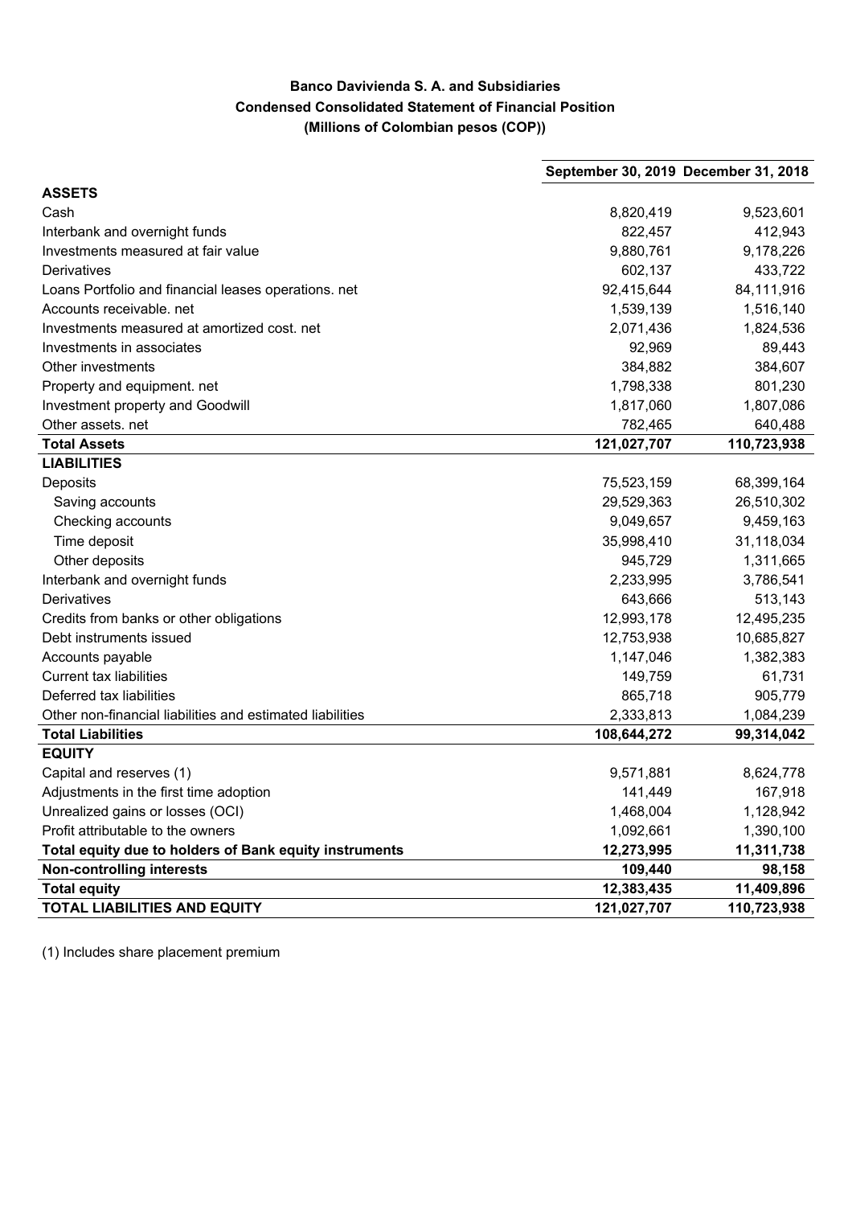# Banco Davivienda S. A. and Subsidiaries

## Condensed Consolidated Statement of Financial Position

### (Millions of Colombian pesos (COP))

| | September 30, 2019 | December 31, 2018 |
|---|---|---|
| **ASSETS** | | |
| Cash | 8,820,419 | 9,523,601 |
| Interbank and overnight funds | 822,457 | 412,943 |
| Investments measured at fair value | 9,880,761 | 9,178,226 |
| Derivatives | 602,137 | 433,722 |
| Loans Portfolio and financial leases operations. net | 92,415,644 | 84,111,916 |
| Accounts receivable. net | 1,539,139 | 1,516,140 |
| Investments measured at amortized cost. net | 2,071,436 | 1,824,536 |
| Investments in associates | 92,969 | 89,443 |
| Other investments | 384,882 | 384,607 |
| Property and equipment. net | 1,798,338 | 801,230 |
| Investment property and Goodwill | 1,817,060 | 1,807,086 |
| Other assets. net | 782,465 | 640,488 |
| **Total Assets** | **121,027,707** | **110,723,938** |
| **LIABILITIES** | | |
| Deposits | 75,523,159 | 68,399,164 |
| Saving accounts | 29,529,363 | 26,510,302 |
| Checking accounts | 9,049,657 | 9,459,163 |
| Time deposit | 35,998,410 | 31,118,034 |
| Other deposits | 945,729 | 1,311,665 |
| Interbank and overnight funds | 2,233,995 | 3,786,541 |
| Derivatives | 643,666 | 513,143 |
| Credits from banks or other obligations | 12,993,178 | 12,495,235 |
| Debt instruments issued | 12,753,938 | 10,685,827 |
| Accounts payable | 1,147,046 | 1,382,383 |
| Current tax liabilities | 149,759 | 61,731 |
| Deferred tax liabilities | 865,718 | 905,779 |
| Other non-financial liabilities and estimated liabilities | 2,333,813 | 1,084,239 |
| **Total Liabilities** | **108,644,272** | **99,314,042** |
| **EQUITY** | | |
| Capital and reserves (1) | 9,571,881 | 8,624,778 |
| Adjustments in the first time adoption | 141,449 | 167,918 |
| Unrealized gains or losses (OCI) | 1,468,004 | 1,128,942 |
| Profit attributable to the owners | 1,092,661 | 1,390,100 |
| **Total equity due to holders of Bank equity instruments** | **12,273,995** | **11,311,738** |
| **Non-controlling interests** | **109,440** | **98,158** |
| **Total equity** | **12,383,435** | **11,409,896** |
| **TOTAL LIABILITIES AND EQUITY** | **121,027,707** | **110,723,938** |

(1) Includes share placement premium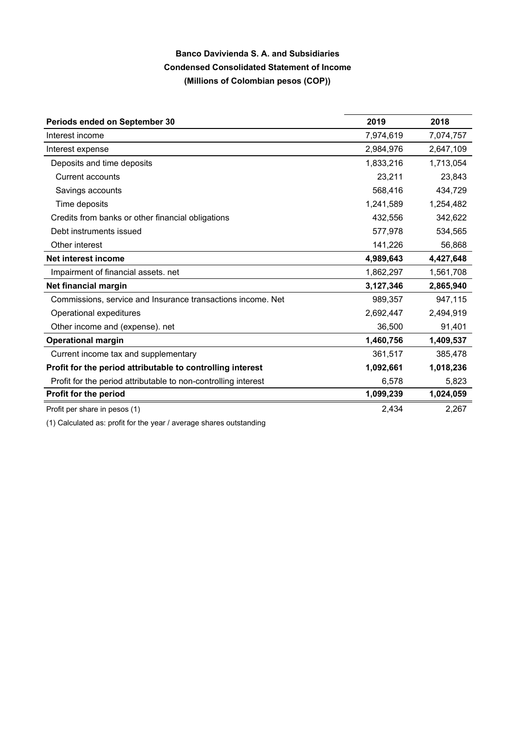**Banco Davivienda S. A. and Subsidiaries**

**Condensed Consolidated Statement of Income**

**(Millions of Colombian pesos (COP))**

| Periods ended on September 30 | 2019 | 2018 |
|---|---|---|
| Interest income | 7,974,619 | 7,074,757 |
| Interest expense | 2,984,976 | 2,647,109 |
| Deposits and time deposits | 1,833,216 | 1,713,054 |
| Current accounts | 23,211 | 23,843 |
| Savings accounts | 568,416 | 434,729 |
| Time deposits | 1,241,589 | 1,254,482 |
| Credits from banks or other financial obligations | 432,556 | 342,622 |
| Debt instruments issued | 577,978 | 534,565 |
| Other interest | 141,226 | 56,868 |
| **Net interest income** | **4,989,643** | **4,427,648** |
| Impairment of financial assets. net | 1,862,297 | 1,561,708 |
| **Net financial margin** | **3,127,346** | **2,865,940** |
| Commissions, service and Insurance transactions income. Net | 989,357 | 947,115 |
| Operational expeditures | 2,692,447 | 2,494,919 |
| Other income and (expense). net | 36,500 | 91,401 |
| **Operational margin** | **1,460,756** | **1,409,537** |
| Current income tax and supplementary | 361,517 | 385,478 |
| **Profit for the period attributable to controlling interest** | **1,092,661** | **1,018,236** |
| Profit for the period attributable to non-controlling interest | 6,578 | 5,823 |
| **Profit for the period** | **1,099,239** | **1,024,059** |
| Profit per share in pesos (1) | 2,434 | 2,267 |

(1) Calculated as: profit for the year / average shares outstanding